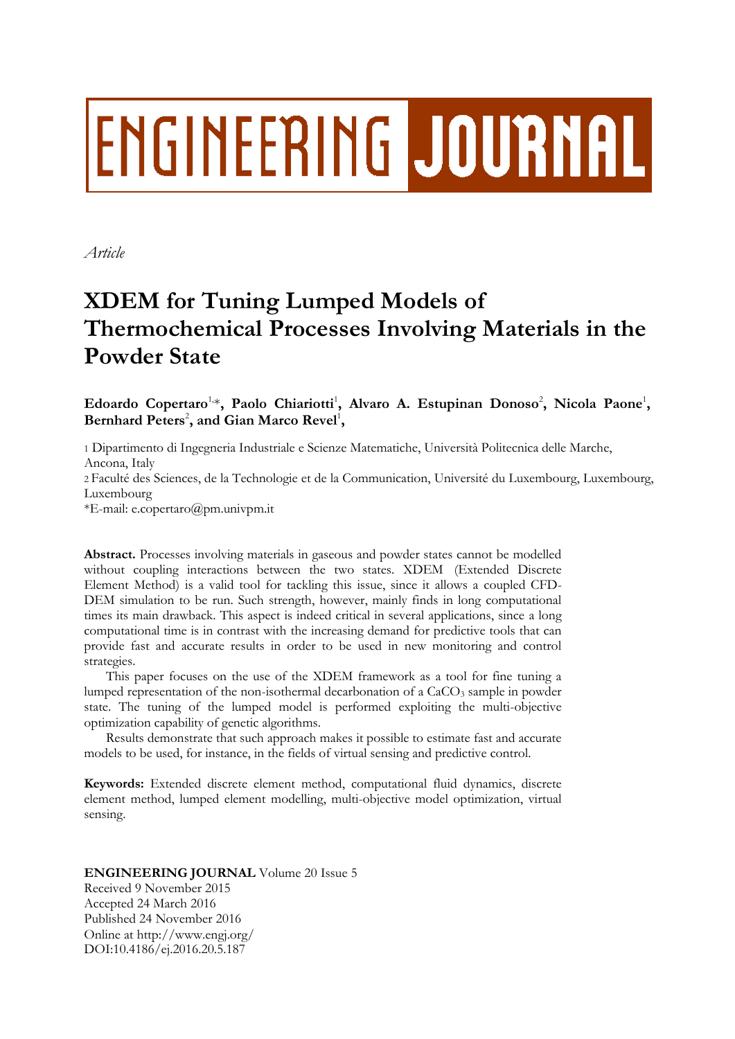ENGINEERING JOURNAL

*Article*

# XDEM for Tuning Lumped Models of Thermochemical Processes Involving Materials in the Powder State

**Edoardo Copertaro**[1,*], **Paolo Chiariotti**[1], **Alvaro A. Estupinan Donoso**[2], **Nicola Paone**[1], **Bernhard Peters**[2], **and Gian Marco Revel**[1],

1 Dipartimento di Ingegneria Industriale e Scienze Matematiche, Università Politecnica delle Marche, Ancona, Italy

2 Faculté des Sciences, de la Technologie et de la Communication, Université du Luxembourg, Luxembourg, Luxembourg

*E-mail: e.copertaro@pm.univpm.it

**Abstract.** Processes involving materials in gaseous and powder states cannot be modelled without coupling interactions between the two states. XDEM (Extended Discrete Element Method) is a valid tool for tackling this issue, since it allows a coupled CFD-DEM simulation to be run. Such strength, however, mainly finds in long computational times its main drawback. This aspect is indeed critical in several applications, since a long computational time is in contrast with the increasing demand for predictive tools that can provide fast and accurate results in order to be used in new monitoring and control strategies.

This paper focuses on the use of the XDEM framework as a tool for fine tuning a lumped representation of the non-isothermal decarbonation of a $CaCO_3$ sample in powder state. The tuning of the lumped model is performed exploiting the multi-objective optimization capability of genetic algorithms.

Results demonstrate that such approach makes it possible to estimate fast and accurate models to be used, for instance, in the fields of virtual sensing and predictive control.

**Keywords:** Extended discrete element method, computational fluid dynamics, discrete element method, lumped element modelling, multi-objective model optimization, virtual sensing.

**ENGINEERING JOURNAL** Volume 20 Issue 5
Received 9 November 2015
Accepted 24 March 2016
Published 24 November 2016
Online at http://www.engj.org/
DOI:10.4186/ej.2016.20.5.187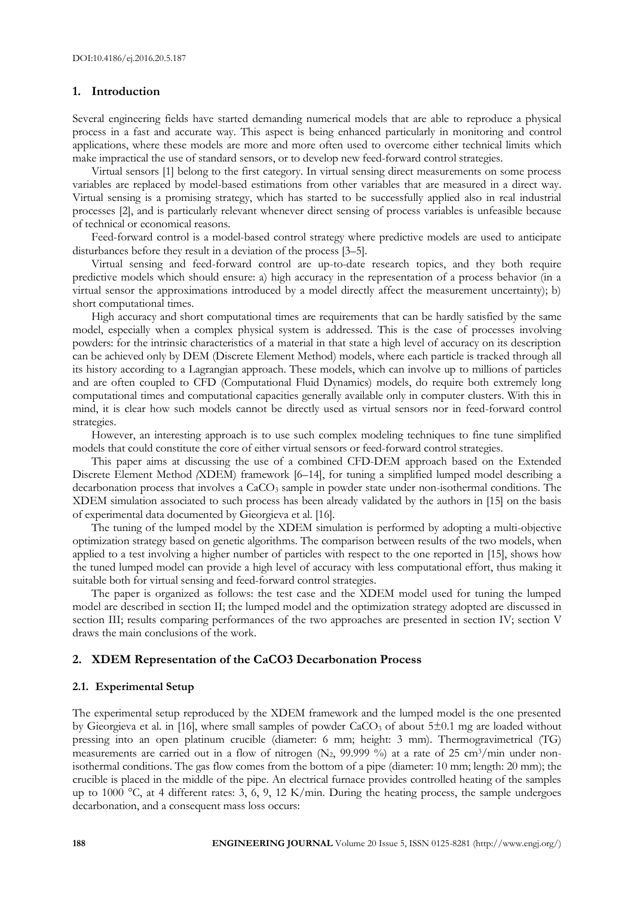## 1. Introduction

Several engineering fields have started demanding numerical models that are able to reproduce a physical process in a fast and accurate way. This aspect is being enhanced particularly in monitoring and control applications, where these models are more and more often used to overcome either technical limits which make impractical the use of standard sensors, or to develop new feed-forward control strategies.

Virtual sensors [1] belong to the first category. In virtual sensing direct measurements on some process variables are replaced by model-based estimations from other variables that are measured in a direct way. Virtual sensing is a promising strategy, which has started to be successfully applied also in real industrial processes [2], and is particularly relevant whenever direct sensing of process variables is unfeasible because of technical or economical reasons.

Feed-forward control is a model-based control strategy where predictive models are used to anticipate disturbances before they result in a deviation of the process [3–5].

Virtual sensing and feed-forward control are up-to-date research topics, and they both require predictive models which should ensure: a) high accuracy in the representation of a process behavior (in a virtual sensor the approximations introduced by a model directly affect the measurement uncertainty); b) short computational times.

High accuracy and short computational times are requirements that can be hardly satisfied by the same model, especially when a complex physical system is addressed. This is the case of processes involving powders: for the intrinsic characteristics of a material in that state a high level of accuracy on its description can be achieved only by DEM (Discrete Element Method) models, where each particle is tracked through all its history according to a Lagrangian approach. These models, which can involve up to millions of particles and are often coupled to CFD (Computational Fluid Dynamics) models, do require both extremely long computational times and computational capacities generally available only in computer clusters. With this in mind, it is clear how such models cannot be directly used as virtual sensors nor in feed-forward control strategies.

However, an interesting approach is to use such complex modeling techniques to fine tune simplified models that could constitute the core of either virtual sensors or feed-forward control strategies.

This paper aims at discussing the use of a combined CFD-DEM approach based on the Extended Discrete Element Method *(*XDEM) framework [6–14], for tuning a simplified lumped model describing a decarbonation process that involves a $CaCO_3$ sample in powder state under non-isothermal conditions. The XDEM simulation associated to such process has been already validated by the authors in [15] on the basis of experimental data documented by Gieorgieva et al. [16].

The tuning of the lumped model by the XDEM simulation is performed by adopting a multi-objective optimization strategy based on genetic algorithms. The comparison between results of the two models, when applied to a test involving a higher number of particles with respect to the one reported in [15], shows how the tuned lumped model can provide a high level of accuracy with less computational effort, thus making it suitable both for virtual sensing and feed-forward control strategies.

The paper is organized as follows: the test case and the XDEM model used for tuning the lumped model are described in section II; the lumped model and the optimization strategy adopted are discussed in section III; results comparing performances of the two approaches are presented in section IV; section V draws the main conclusions of the work.

## 2. XDEM Representation of the CaCO3 Decarbonation Process

### 2.1. Experimental Setup

The experimental setup reproduced by the XDEM framework and the lumped model is the one presented by Gieorgieva et al. in [16], where small samples of powder $CaCO_3$ of about 5±0.1 mg are loaded without pressing into an open platinum crucible (diameter: 6 mm; height: 3 mm). Thermogravimetrical (TG) measurements are carried out in a flow of nitrogen ($N_2$, 99.999 %) at a rate of 25 $cm^3$/min under non-isothermal conditions. The gas flow comes from the bottom of a pipe (diameter: 10 mm; length: 20 mm); the crucible is placed in the middle of the pipe. An electrical furnace provides controlled heating of the samples up to 1000 °C, at 4 different rates: 3, 6, 9, 12 K/min. During the heating process, the sample undergoes decarbonation, and a consequent mass loss occurs: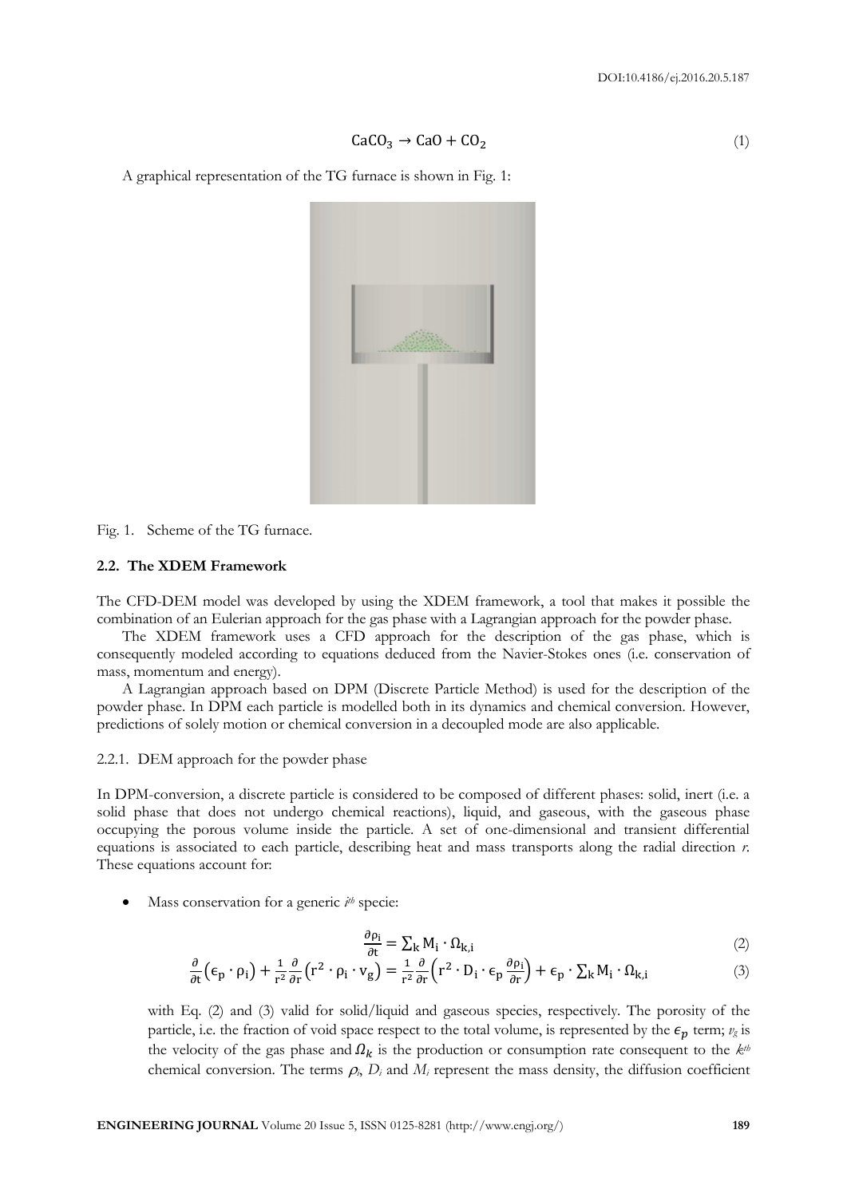$$CaCO_3 \rightarrow CaO + CO_2 \tag{1}$$

A graphical representation of the TG furnace is shown in Fig. 1:

Fig. 1. Scheme of the TG furnace.

### 2.2. The XDEM Framework

The CFD-DEM model was developed by using the XDEM framework, a tool that makes it possible the combination of an Eulerian approach for the gas phase with a Lagrangian approach for the powder phase.

The XDEM framework uses a CFD approach for the description of the gas phase, which is consequently modeled according to equations deduced from the Navier-Stokes ones (i.e. conservation of mass, momentum and energy).

A Lagrangian approach based on DPM (Discrete Particle Method) is used for the description of the powder phase. In DPM each particle is modelled both in its dynamics and chemical conversion. However, predictions of solely motion or chemical conversion in a decoupled mode are also applicable.

#### 2.2.1. DEM approach for the powder phase

In DPM-conversion, a discrete particle is considered to be composed of different phases: solid, inert (i.e. a solid phase that does not undergo chemical reactions), liquid, and gaseous, with the gaseous phase occupying the porous volume inside the particle. A set of one-dimensional and transient differential equations is associated to each particle, describing heat and mass transports along the radial direction *r*. These equations account for:

- Mass conservation for a generic $i^{th}$ specie:

$$\frac{\partial \rho_i}{\partial t} = \sum_k M_i \cdot \Omega_{k,i} \tag{2}$$

$$\frac{\partial}{\partial t}\left(\epsilon_p \cdot \rho_i\right) + \frac{1}{r^2}\frac{\partial}{\partial r}\left(r^2 \cdot \rho_i \cdot v_g\right) = \frac{1}{r^2}\frac{\partial}{\partial r}\left(r^2 \cdot D_i \cdot \epsilon_p \frac{\partial \rho_i}{\partial r}\right) + \epsilon_p \cdot \sum_k M_i \cdot \Omega_{k,i} \tag{3}$$

with Eq. (2) and (3) valid for solid/liquid and gaseous species, respectively. The porosity of the particle, i.e. the fraction of void space respect to the total volume, is represented by the $\epsilon_p$ term; $v_g$ is the velocity of the gas phase and $\Omega_k$ is the production or consumption rate consequent to the $k^{th}$ chemical conversion. The terms $\rho_i$, $D_i$ and $M_i$ represent the mass density, the diffusion coefficient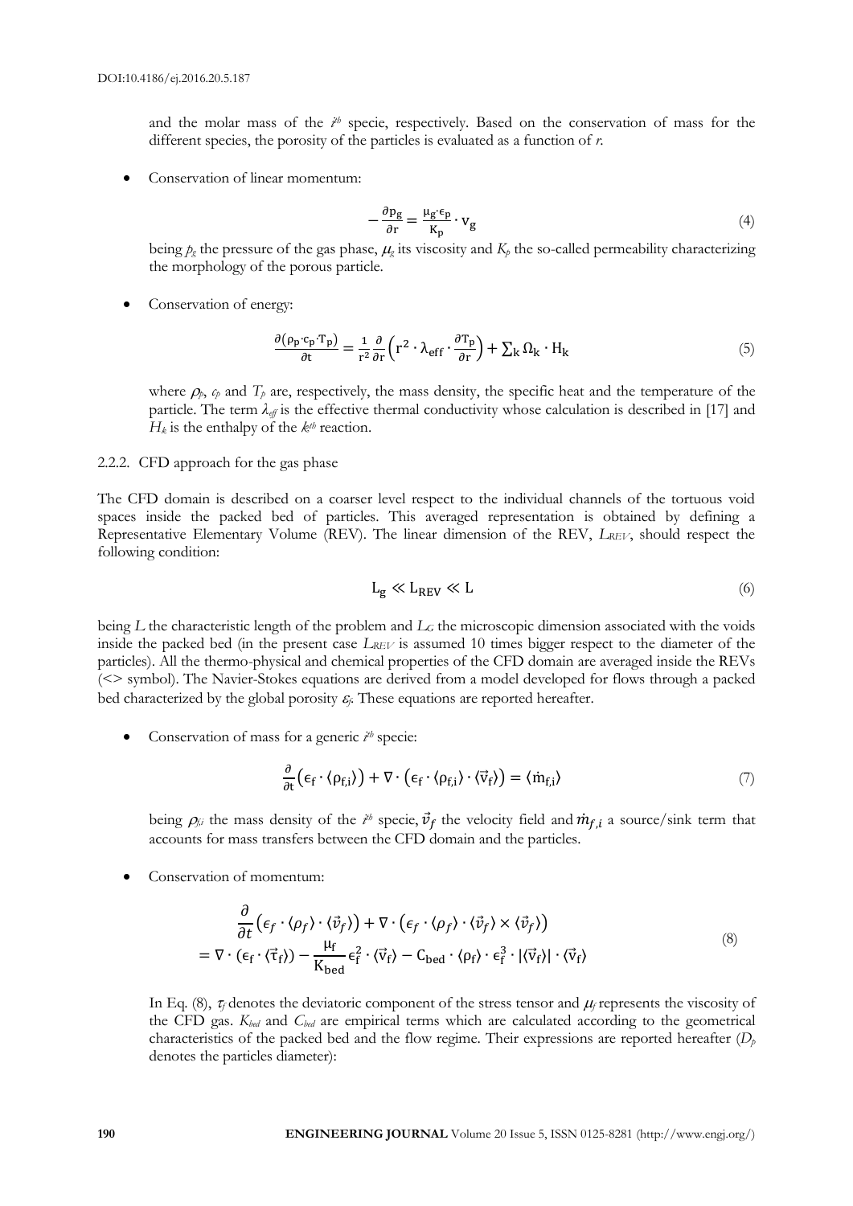and the molar mass of the $i^{th}$ specie, respectively. Based on the conservation of mass for the different species, the porosity of the particles is evaluated as a function of $r$.

- Conservation of linear momentum:

$$-\frac{\partial p_g}{\partial r} = \frac{\mu_g \cdot \epsilon_p}{K_p} \cdot v_g \tag{4}$$

being $p_g$ the pressure of the gas phase, $\mu_g$ its viscosity and $K_p$ the so-called permeability characterizing the morphology of the porous particle.

- Conservation of energy:

$$\frac{\partial(\rho_p \cdot c_p \cdot T_p)}{\partial t} = \frac{1}{r^2}\frac{\partial}{\partial r}\left(r^2 \cdot \lambda_{eff} \cdot \frac{\partial T_p}{\partial r}\right) + \sum_k \Omega_k \cdot H_k \tag{5}$$

where $\rho_p$, $c_p$ and $T_p$ are, respectively, the mass density, the specific heat and the temperature of the particle. The term $\lambda_{eff}$ is the effective thermal conductivity whose calculation is described in [17] and $H_k$ is the enthalpy of the $k^{th}$ reaction.

#### 2.2.2. CFD approach for the gas phase

The CFD domain is described on a coarser level respect to the individual channels of the tortuous void spaces inside the packed bed of particles. This averaged representation is obtained by defining a Representative Elementary Volume (REV). The linear dimension of the REV, $L_{REV}$, should respect the following condition:

$$L_g \ll L_{REV} \ll L \tag{6}$$

being $L$ the characteristic length of the problem and $L_G$ the microscopic dimension associated with the voids inside the packed bed (in the present case $L_{REV}$ is assumed 10 times bigger respect to the diameter of the particles). All the thermo-physical and chemical properties of the CFD domain are averaged inside the REVs (<> symbol). The Navier-Stokes equations are derived from a model developed for flows through a packed bed characterized by the global porosity $\varepsilon_f$. These equations are reported hereafter.

- Conservation of mass for a generic $i^{th}$ specie:

$$\frac{\partial}{\partial t}\left(\epsilon_f \cdot \langle \rho_{f,i} \rangle\right) + \nabla \cdot \left(\epsilon_f \cdot \langle \rho_{f,i} \rangle \cdot \langle \vec{v}_f \rangle\right) = \langle \dot{m}_{f,i} \rangle \tag{7}$$

being $\rho_{f,i}$ the mass density of the $i^{th}$ specie, $\vec{v}_f$ the velocity field and $\dot{m}_{f,i}$ a source/sink term that accounts for mass transfers between the CFD domain and the particles.

- Conservation of momentum:

$$\begin{aligned} &\frac{\partial}{\partial t}\left(\epsilon_f \cdot \langle \rho_f \rangle \cdot \langle \vec{v}_f \rangle\right) + \nabla \cdot \left(\epsilon_f \cdot \langle \rho_f \rangle \cdot \langle \vec{v}_f \rangle \times \langle \vec{v}_f \rangle\right) \\ &= \nabla \cdot \left(\epsilon_f \cdot \langle \vec{\tau}_f \rangle\right) - \frac{\mu_f}{K_{bed}} \epsilon_f^2 \cdot \langle \vec{v}_f \rangle - C_{bed} \cdot \langle \rho_f \rangle \cdot \epsilon_f^3 \cdot |\langle \vec{v}_f \rangle| \cdot \langle \vec{v}_f \rangle \end{aligned} \tag{8}$$

In Eq. (8), $\tau_f$ denotes the deviatoric component of the stress tensor and $\mu_f$ represents the viscosity of the CFD gas. $K_{bed}$ and $C_{bed}$ are empirical terms which are calculated according to the geometrical characteristics of the packed bed and the flow regime. Their expressions are reported hereafter ($D_p$ denotes the particles diameter):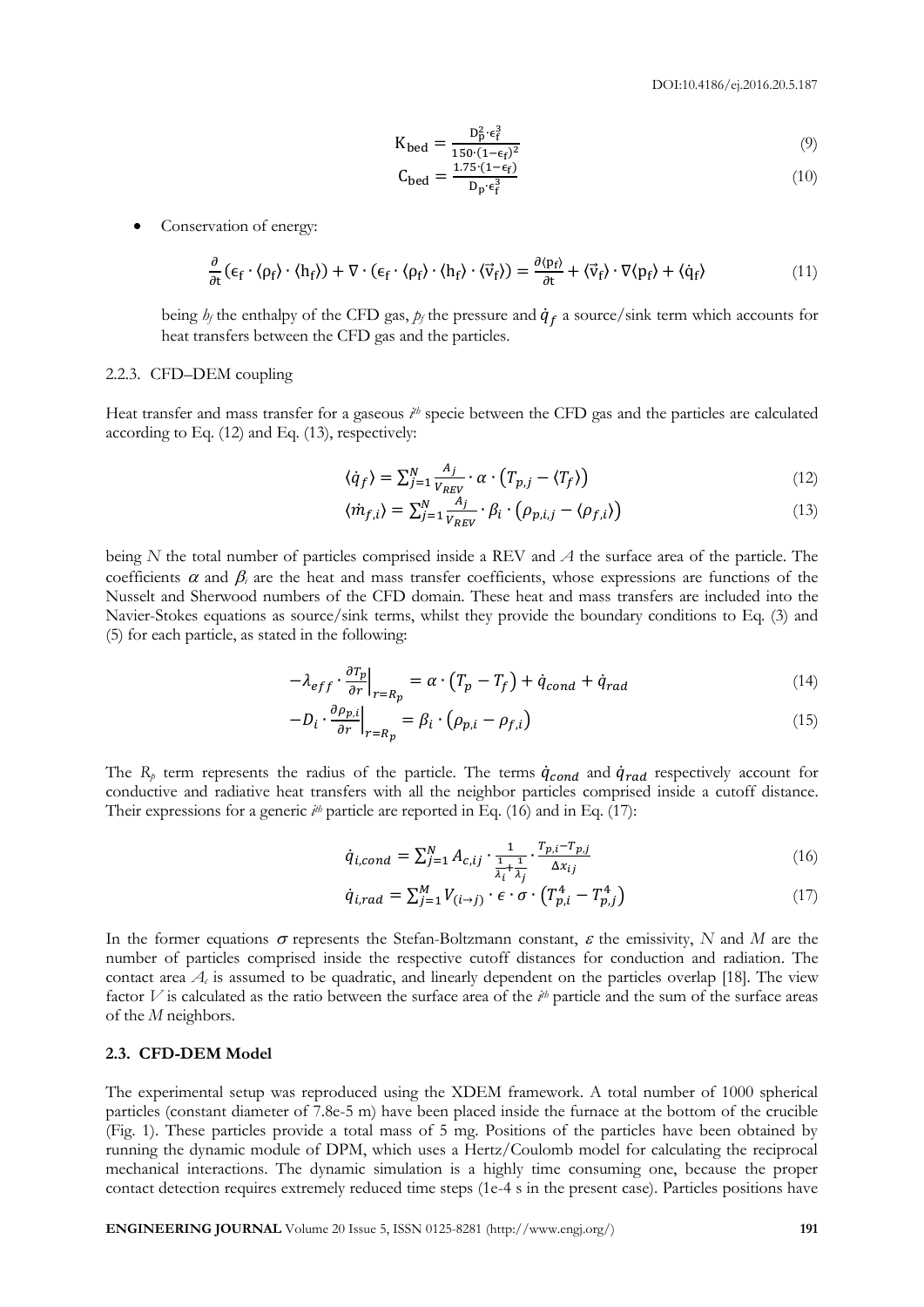$$\mathrm{K_{bed}} = \frac{\mathrm{D_p^2} \cdot \epsilon_\mathrm{f}^3}{150 \cdot (1-\epsilon_\mathrm{f})^2} \tag{9}$$

$$\mathrm{C_{bed}} = \frac{1.75 \cdot (1-\epsilon_\mathrm{f})}{\mathrm{D_p} \cdot \epsilon_\mathrm{f}^3} \tag{10}$$

- Conservation of energy:

$$\frac{\partial}{\partial t}(\epsilon_\mathrm{f} \cdot \langle\rho_\mathrm{f}\rangle \cdot \langle\mathrm{h_f}\rangle) + \nabla \cdot (\epsilon_\mathrm{f} \cdot \langle\rho_\mathrm{f}\rangle \cdot \langle\mathrm{h_f}\rangle \cdot \langle\vec{\mathrm{v}}_\mathrm{f}\rangle) = \frac{\partial\langle\mathrm{p_f}\rangle}{\partial t} + \langle\vec{\mathrm{v}}_\mathrm{f}\rangle \cdot \nabla\langle\mathrm{p_f}\rangle + \langle\dot{\mathrm{q}}_\mathrm{f}\rangle \tag{11}$$

being $h_f$ the enthalpy of the CFD gas, $p_f$ the pressure and $\dot{q}_f$ a source/sink term which accounts for heat transfers between the CFD gas and the particles.

### 2.2.3. CFD–DEM coupling

Heat transfer and mass transfer for a gaseous $i^{th}$ specie between the CFD gas and the particles are calculated according to Eq. (12) and Eq. (13), respectively:

$$\langle\dot{q}_f\rangle = \sum_{j=1}^{N} \frac{A_j}{V_{REV}} \cdot \alpha \cdot \left(T_{p,j} - \langle T_f\rangle\right) \tag{12}$$

$$\langle\dot{m}_{f,i}\rangle = \sum_{j=1}^{N} \frac{A_j}{V_{REV}} \cdot \beta_i \cdot \left(\rho_{p,i,j} - \langle\rho_{f,i}\rangle\right) \tag{13}$$

being $N$ the total number of particles comprised inside a REV and $A$ the surface area of the particle. The coefficients $\alpha$ and $\beta_i$ are the heat and mass transfer coefficients, whose expressions are functions of the Nusselt and Sherwood numbers of the CFD domain. These heat and mass transfers are included into the Navier-Stokes equations as source/sink terms, whilst they provide the boundary conditions to Eq. (3) and (5) for each particle, as stated in the following:

$$-\lambda_{eff} \cdot \left.\frac{\partial T_p}{\partial r}\right|_{r=R_p} = \alpha \cdot \left(T_p - T_f\right) + \dot{q}_{cond} + \dot{q}_{rad} \tag{14}$$

$$-D_i \cdot \left.\frac{\partial \rho_{p,i}}{\partial r}\right|_{r=R_p} = \beta_i \cdot \left(\rho_{p,i} - \rho_{f,i}\right) \tag{15}$$

The $R_p$ term represents the radius of the particle. The terms $\dot{q}_{cond}$ and $\dot{q}_{rad}$ respectively account for conductive and radiative heat transfers with all the neighbor particles comprised inside a cutoff distance. Their expressions for a generic $i^{th}$ particle are reported in Eq. (16) and in Eq. (17):

$$\dot{q}_{i,cond} = \sum_{j=1}^{N} A_{c,ij} \cdot \frac{1}{\frac{1}{\lambda_i} + \frac{1}{\lambda_j}} \cdot \frac{T_{p,i} - T_{p,j}}{\Delta x_{ij}} \tag{16}$$

$$\dot{q}_{i,rad} = \sum_{j=1}^{M} V_{(i \to j)} \cdot \epsilon \cdot \sigma \cdot \left(T_{p,i}^4 - T_{p,j}^4\right) \tag{17}$$

In the former equations $\sigma$ represents the Stefan-Boltzmann constant, $\varepsilon$ the emissivity, $N$ and $M$ are the number of particles comprised inside the respective cutoff distances for conduction and radiation. The contact area $A_c$ is assumed to be quadratic, and linearly dependent on the particles overlap [18]. The view factor $V$ is calculated as the ratio between the surface area of the $i^{th}$ particle and the sum of the surface areas of the $M$ neighbors.

## 2.3. CFD-DEM Model

The experimental setup was reproduced using the XDEM framework. A total number of 1000 spherical particles (constant diameter of 7.8e-5 m) have been placed inside the furnace at the bottom of the crucible (Fig. 1). These particles provide a total mass of 5 mg. Positions of the particles have been obtained by running the dynamic module of DPM, which uses a Hertz/Coulomb model for calculating the reciprocal mechanical interactions. The dynamic simulation is a highly time consuming one, because the proper contact detection requires extremely reduced time steps (1e-4 s in the present case). Particles positions have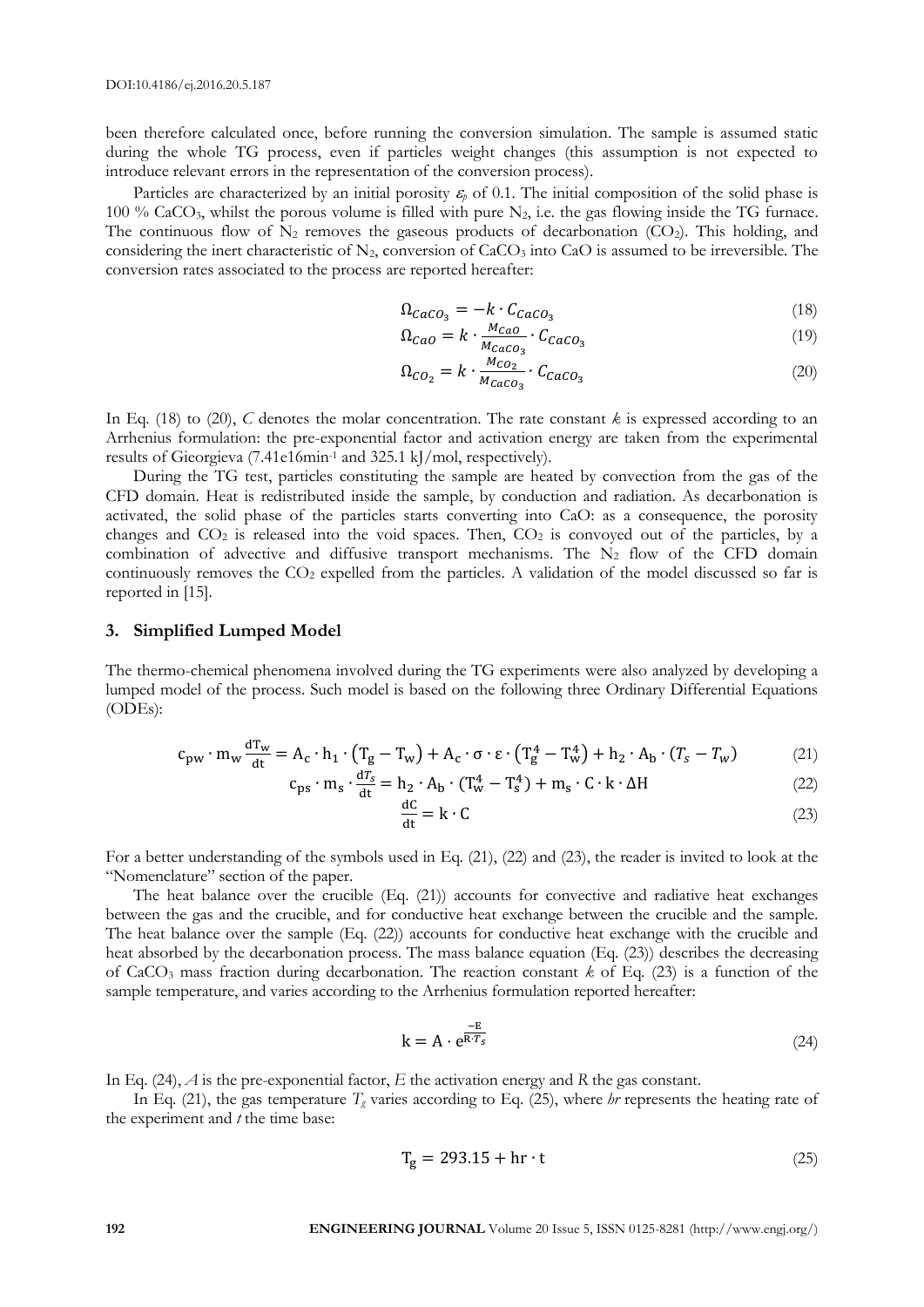been therefore calculated once, before running the conversion simulation. The sample is assumed static during the whole TG process, even if particles weight changes (this assumption is not expected to introduce relevant errors in the representation of the conversion process).

Particles are characterized by an initial porosity $\varepsilon_p$ of 0.1. The initial composition of the solid phase is 100 % $CaCO_3$, whilst the porous volume is filled with pure $N_2$, i.e. the gas flowing inside the TG furnace. The continuous flow of $N_2$ removes the gaseous products of decarbonation ($CO_2$). This holding, and considering the inert characteristic of $N_2$, conversion of $CaCO_3$ into CaO is assumed to be irreversible. The conversion rates associated to the process are reported hereafter:

$$\Omega_{CaCO_3} = -k \cdot C_{CaCO_3} \tag{18}$$

$$\Omega_{CaO} = k \cdot \frac{M_{CaO}}{M_{CaCO_3}} \cdot C_{CaCO_3} \tag{19}$$

$$\Omega_{CO_2} = k \cdot \frac{M_{CO_2}}{M_{CaCO_3}} \cdot C_{CaCO_3} \tag{20}$$

In Eq. (18) to (20), *C* denotes the molar concentration. The rate constant *k* is expressed according to an Arrhenius formulation: the pre-exponential factor and activation energy are taken from the experimental results of Gieorgieva (7.41e16min$^{-1}$ and 325.1 kJ/mol, respectively).

During the TG test, particles constituting the sample are heated by convection from the gas of the CFD domain. Heat is redistributed inside the sample, by conduction and radiation. As decarbonation is activated, the solid phase of the particles starts converting into CaO: as a consequence, the porosity changes and $CO_2$ is released into the void spaces. Then, $CO_2$ is convoyed out of the particles, by a combination of advective and diffusive transport mechanisms. The $N_2$ flow of the CFD domain continuously removes the $CO_2$ expelled from the particles. A validation of the model discussed so far is reported in [15].

## 3. Simplified Lumped Model

The thermo-chemical phenomena involved during the TG experiments were also analyzed by developing a lumped model of the process. Such model is based on the following three Ordinary Differential Equations (ODEs):

$$c_{pw} \cdot m_w \frac{dT_w}{dt} = A_c \cdot h_1 \cdot (T_g - T_w) + A_c \cdot \sigma \cdot \varepsilon \cdot (T_g^4 - T_w^4) + h_2 \cdot A_b \cdot (T_s - T_w) \tag{21}$$

$$c_{ps} \cdot m_s \cdot \frac{dT_s}{dt} = h_2 \cdot A_b \cdot (T_w^4 - T_s^4) + m_s \cdot C \cdot k \cdot \Delta H \tag{22}$$

$$\frac{dC}{dt} = k \cdot C \tag{23}$$

For a better understanding of the symbols used in Eq. (21), (22) and (23), the reader is invited to look at the "Nomenclature" section of the paper.

The heat balance over the crucible (Eq. (21)) accounts for convective and radiative heat exchanges between the gas and the crucible, and for conductive heat exchange between the crucible and the sample. The heat balance over the sample (Eq. (22)) accounts for conductive heat exchange with the crucible and heat absorbed by the decarbonation process. The mass balance equation (Eq. (23)) describes the decreasing of $CaCO_3$ mass fraction during decarbonation. The reaction constant *k* of Eq. (23) is a function of the sample temperature, and varies according to the Arrhenius formulation reported hereafter:

$$k = A \cdot e^{\frac{-E}{R \cdot T_s}} \tag{24}$$

In Eq. (24), *A* is the pre-exponential factor, *E* the activation energy and *R* the gas constant.

In Eq. (21), the gas temperature $T_g$ varies according to Eq. (25), where *hr* represents the heating rate of the experiment and *t* the time base:

$$T_g = 293.15 + hr \cdot t \tag{25}$$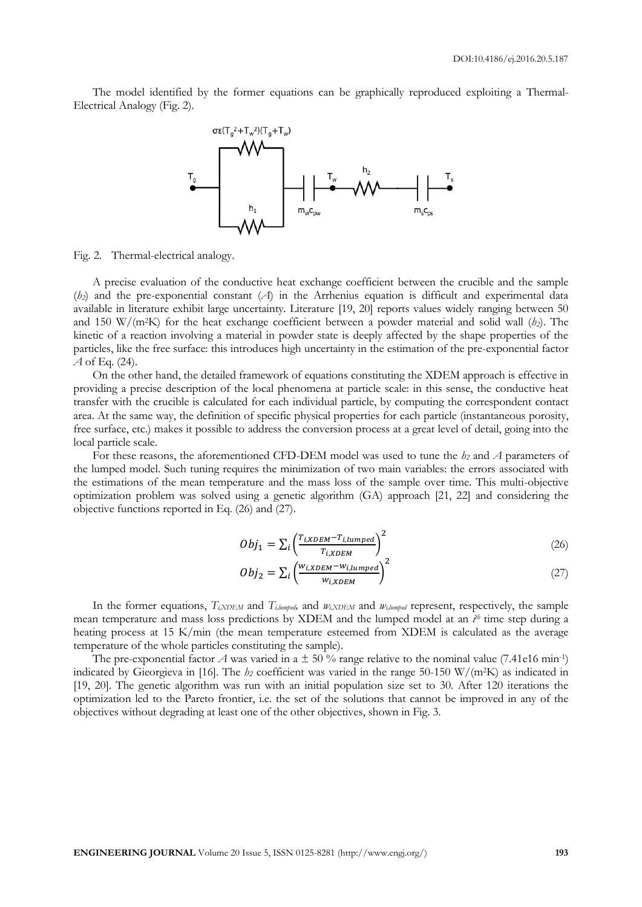The model identified by the former equations can be graphically reproduced exploiting a Thermal-Electrical Analogy (Fig. 2).

Fig. 2. Thermal-electrical analogy.

A precise evaluation of the conductive heat exchange coefficient between the crucible and the sample ($h_2$) and the pre-exponential constant ($A$) in the Arrhenius equation is difficult and experimental data available in literature exhibit large uncertainty. Literature [19, 20] reports values widely ranging between 50 and 150 W/(m²K) for the heat exchange coefficient between a powder material and solid wall ($h_2$). The kinetic of a reaction involving a material in powder state is deeply affected by the shape properties of the particles, like the free surface: this introduces high uncertainty in the estimation of the pre-exponential factor $A$ of Eq. (24).

On the other hand, the detailed framework of equations constituting the XDEM approach is effective in providing a precise description of the local phenomena at particle scale: in this sense, the conductive heat transfer with the crucible is calculated for each individual particle, by computing the correspondent contact area. At the same way, the definition of specific physical properties for each particle (instantaneous porosity, free surface, etc.) makes it possible to address the conversion process at a great level of detail, going into the local particle scale.

For these reasons, the aforementioned CFD-DEM model was used to tune the $h_2$ and $A$ parameters of the lumped model. Such tuning requires the minimization of two main variables: the errors associated with the estimations of the mean temperature and the mass loss of the sample over time. This multi-objective optimization problem was solved using a genetic algorithm (GA) approach [21, 22] and considering the objective functions reported in Eq. (26) and (27).

$$Obj_1 = \sum_i \left( \frac{T_{i,XDEM} - T_{i,lumped}}{T_{i,XDEM}} \right)^2 \tag{26}$$

$$Obj_2 = \sum_i \left( \frac{w_{i,XDEM} - w_{i,lumped}}{w_{i,XDEM}} \right)^2 \tag{27}$$

In the former equations, $T_{i,XDEM}$ and $T_{i,lumped}$, and $w_{i,XDEM}$ and $w_{i,lumped}$ represent, respectively, the sample mean temperature and mass loss predictions by XDEM and the lumped model at an $i^{th}$ time step during a heating process at 15 K/min (the mean temperature esteemed from XDEM is calculated as the average temperature of the whole particles constituting the sample).

The pre-exponential factor $A$ was varied in a ± 50 % range relative to the nominal value (7.41e16 min$^{-1}$) indicated by Gieorgieva in [16]. The $h_2$ coefficient was varied in the range 50-150 W/(m²K) as indicated in [19, 20]. The genetic algorithm was run with an initial population size set to 30. After 120 iterations the optimization led to the Pareto frontier, i.e. the set of the solutions that cannot be improved in any of the objectives without degrading at least one of the other objectives, shown in Fig. 3.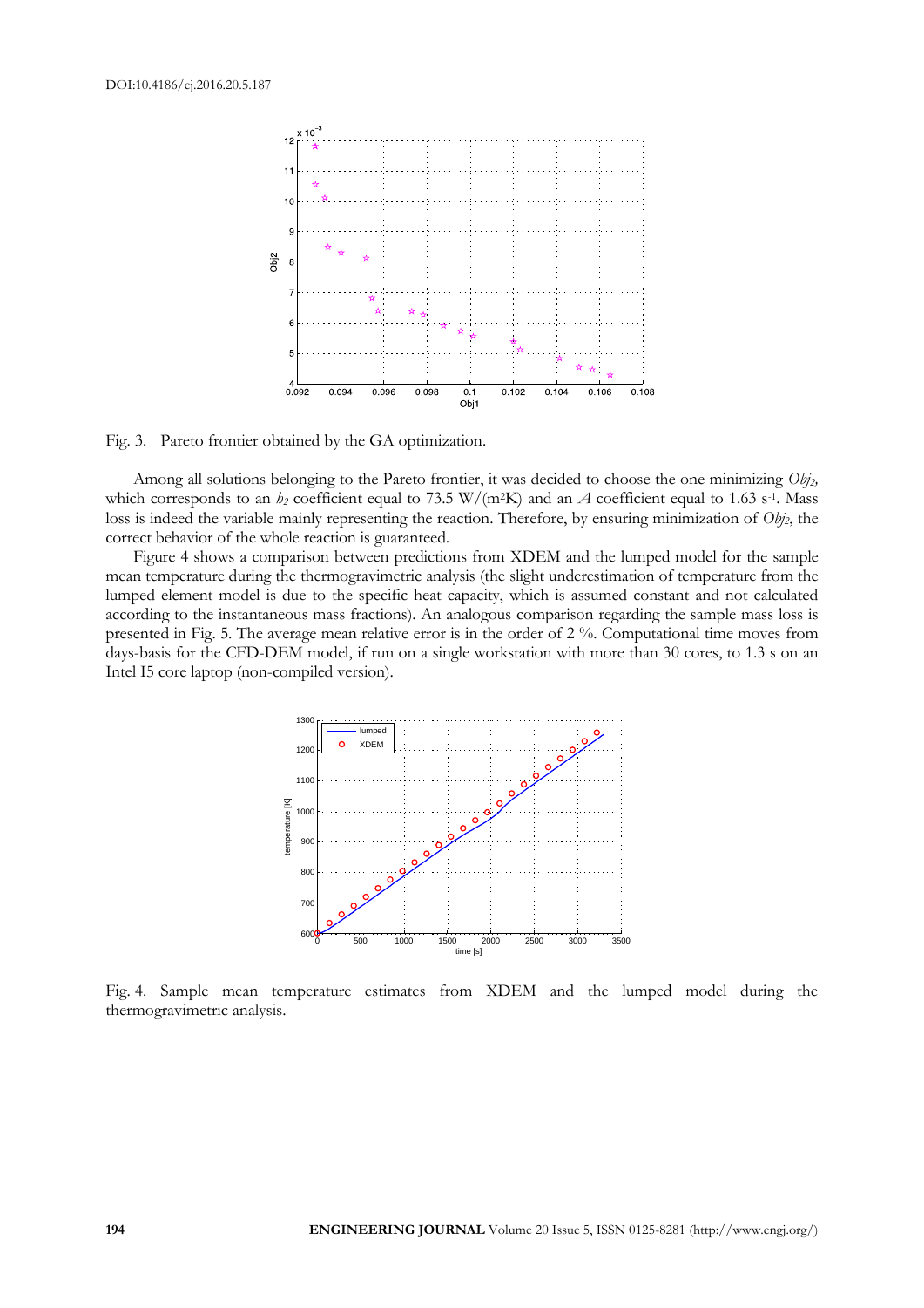Fig. 3. Pareto frontier obtained by the GA optimization.

Among all solutions belonging to the Pareto frontier, it was decided to choose the one minimizing $Obj_2$, which corresponds to an $h_2$ coefficient equal to 73.5 W/(m$^2$K) and an $A$ coefficient equal to 1.63 s$^{-1}$. Mass loss is indeed the variable mainly representing the reaction. Therefore, by ensuring minimization of $Obj_2$, the correct behavior of the whole reaction is guaranteed.

Figure 4 shows a comparison between predictions from XDEM and the lumped model for the sample mean temperature during the thermogravimetric analysis (the slight underestimation of temperature from the lumped element model is due to the specific heat capacity, which is assumed constant and not calculated according to the instantaneous mass fractions). An analogous comparison regarding the sample mass loss is presented in Fig. 5. The average mean relative error is in the order of 2 %. Computational time moves from days-basis for the CFD-DEM model, if run on a single workstation with more than 30 cores, to 1.3 s on an Intel I5 core laptop (non-compiled version).

Fig. 4. Sample mean temperature estimates from XDEM and the lumped model during the thermogravimetric analysis.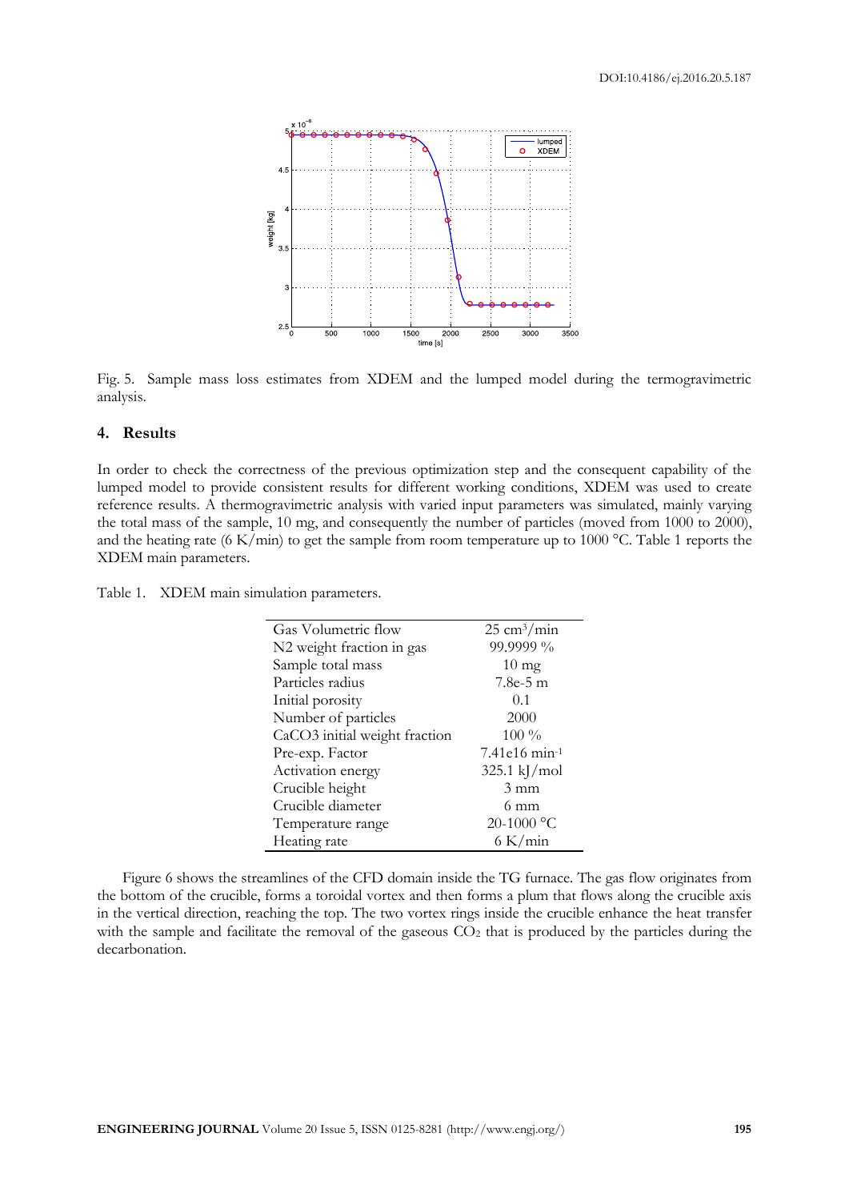Fig. 5. Sample mass loss estimates from XDEM and the lumped model during the termogravimetric analysis.

## 4. Results

In order to check the correctness of the previous optimization step and the consequent capability of the lumped model to provide consistent results for different working conditions, XDEM was used to create reference results. A thermogravimetric analysis with varied input parameters was simulated, mainly varying the total mass of the sample, 10 mg, and consequently the number of particles (moved from 1000 to 2000), and the heating rate (6 K/min) to get the sample from room temperature up to 1000 °C. Table 1 reports the XDEM main parameters.

Table 1. XDEM main simulation parameters.

| | |
|---|---|
| Gas Volumetric flow | 25 $cm^3$/min |
| N2 weight fraction in gas | 99.9999 % |
| Sample total mass | 10 mg |
| Particles radius | 7.8e-5 m |
| Initial porosity | 0.1 |
| Number of particles | 2000 |
| CaCO3 initial weight fraction | 100 % |
| Pre-exp. Factor | 7.41e16 $min^{-1}$ |
| Activation energy | 325.1 kJ/mol |
| Crucible height | 3 mm |
| Crucible diameter | 6 mm |
| Temperature range | 20-1000 °C |
| Heating rate | 6 K/min |

Figure 6 shows the streamlines of the CFD domain inside the TG furnace. The gas flow originates from the bottom of the crucible, forms a toroidal vortex and then forms a plum that flows along the crucible axis in the vertical direction, reaching the top. The two vortex rings inside the crucible enhance the heat transfer with the sample and facilitate the removal of the gaseous $CO_2$ that is produced by the particles during the decarbonation.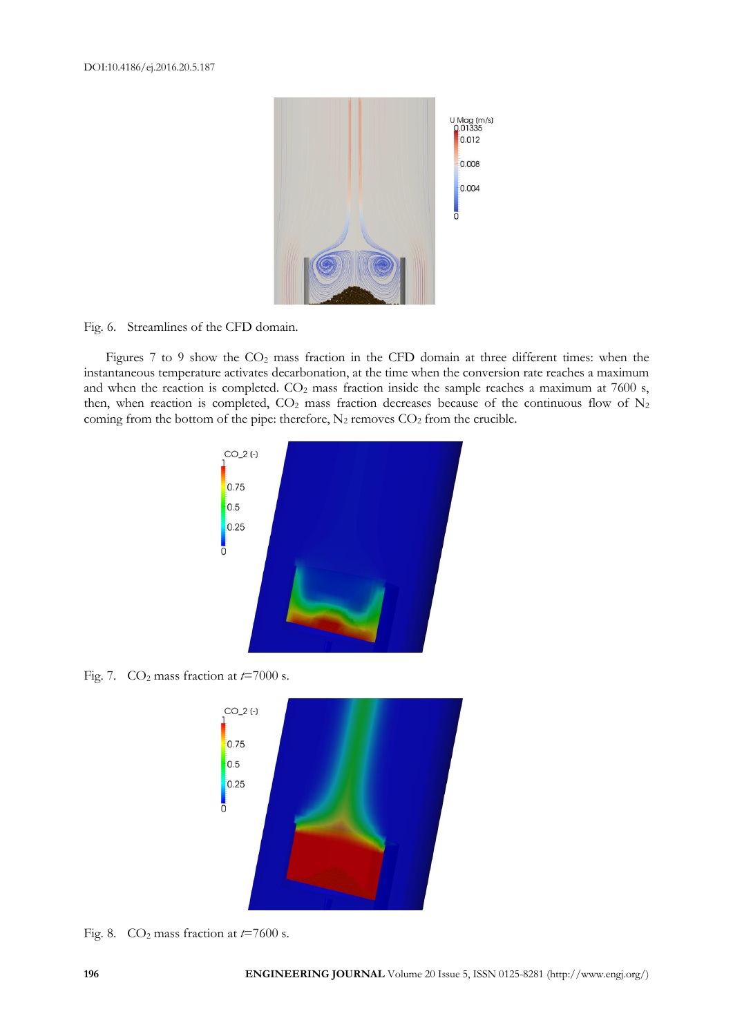Fig. 6. Streamlines of the CFD domain.

Figures 7 to 9 show the $CO_2$ mass fraction in the CFD domain at three different times: when the instantaneous temperature activates decarbonation, at the time when the conversion rate reaches a maximum and when the reaction is completed. $CO_2$ mass fraction inside the sample reaches a maximum at 7600 s, then, when reaction is completed, $CO_2$ mass fraction decreases because of the continuous flow of $N_2$ coming from the bottom of the pipe: therefore, $N_2$ removes $CO_2$ from the crucible.

Fig. 7. $CO_2$ mass fraction at $t$=7000 s.

Fig. 8. $CO_2$ mass fraction at $t$=7600 s.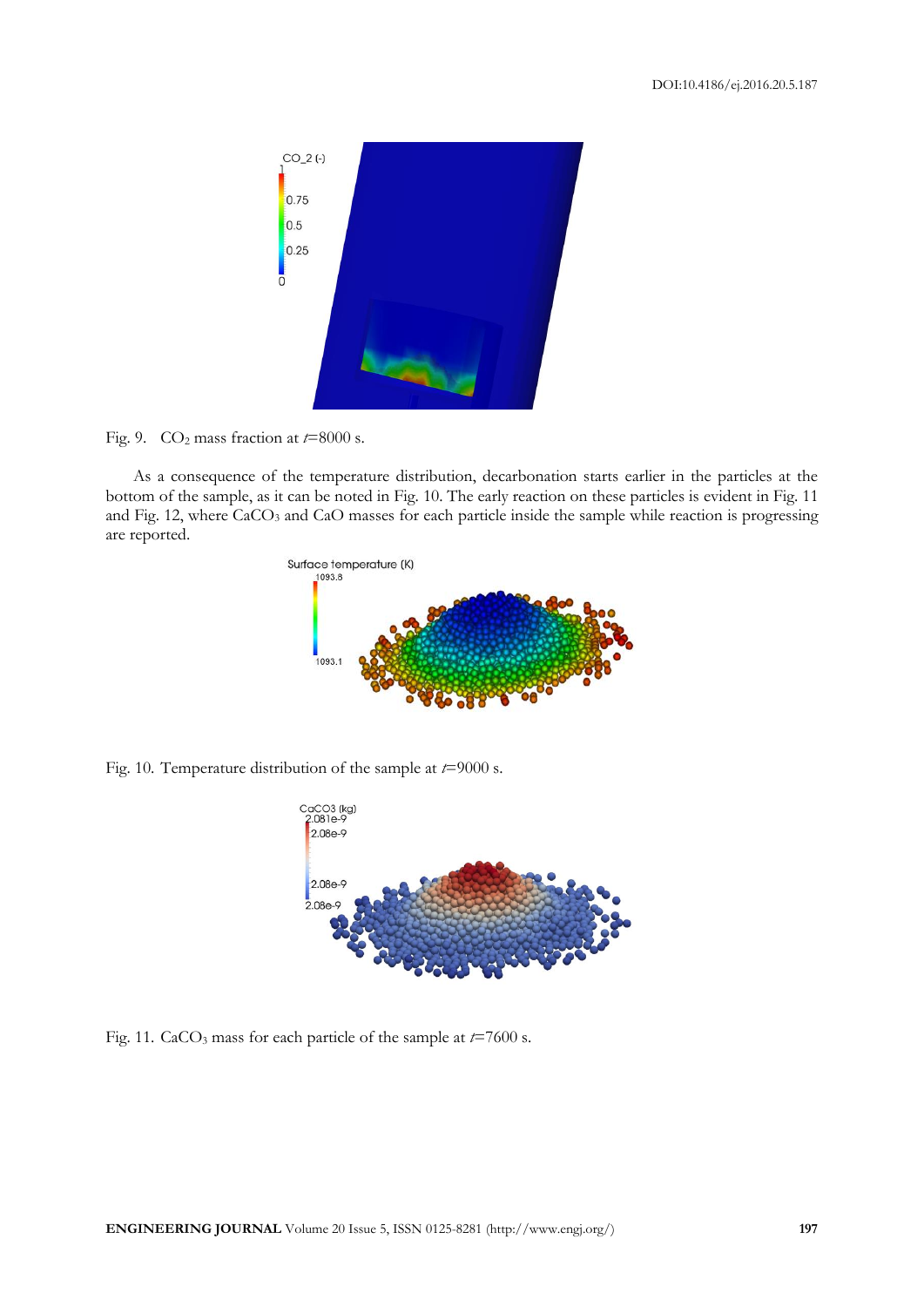Fig. 9. $CO_2$ mass fraction at $t$=8000 s.

As a consequence of the temperature distribution, decarbonation starts earlier in the particles at the bottom of the sample, as it can be noted in Fig. 10. The early reaction on these particles is evident in Fig. 11 and Fig. 12, where $CaCO_3$ and CaO masses for each particle inside the sample while reaction is progressing are reported.

Fig. 10. Temperature distribution of the sample at $t$=9000 s.

Fig. 11. $CaCO_3$ mass for each particle of the sample at $t$=7600 s.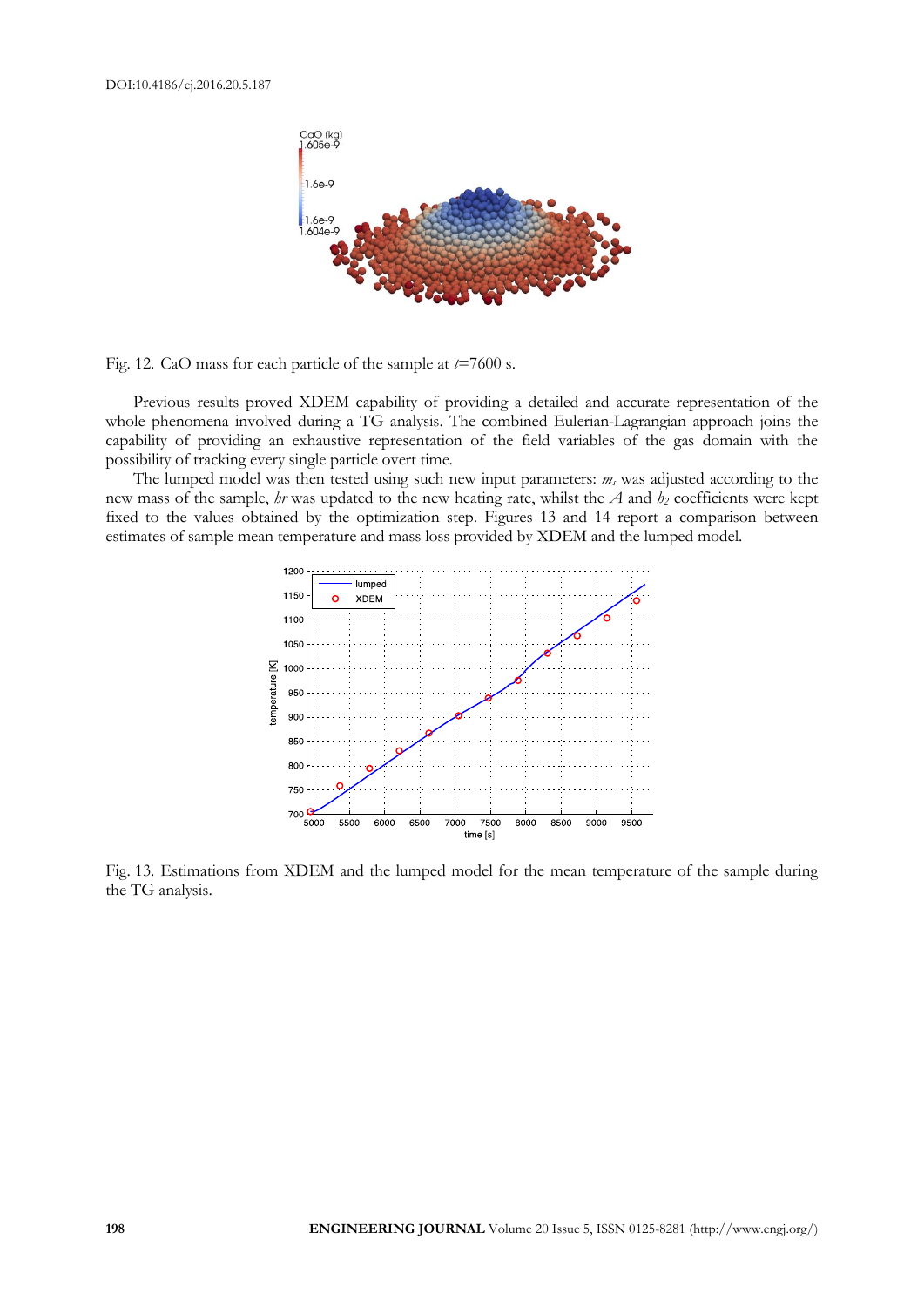Fig. 12. CaO mass for each particle of the sample at $t$=7600 s.

Previous results proved XDEM capability of providing a detailed and accurate representation of the whole phenomena involved during a TG analysis. The combined Eulerian-Lagrangian approach joins the capability of providing an exhaustive representation of the field variables of the gas domain with the possibility of tracking every single particle overt time.

The lumped model was then tested using such new input parameters: $m_s$ was adjusted according to the new mass of the sample, $hr$ was updated to the new heating rate, whilst the $A$ and $h_2$ coefficients were kept fixed to the values obtained by the optimization step. Figures 13 and 14 report a comparison between estimates of sample mean temperature and mass loss provided by XDEM and the lumped model.

Fig. 13. Estimations from XDEM and the lumped model for the mean temperature of the sample during the TG analysis.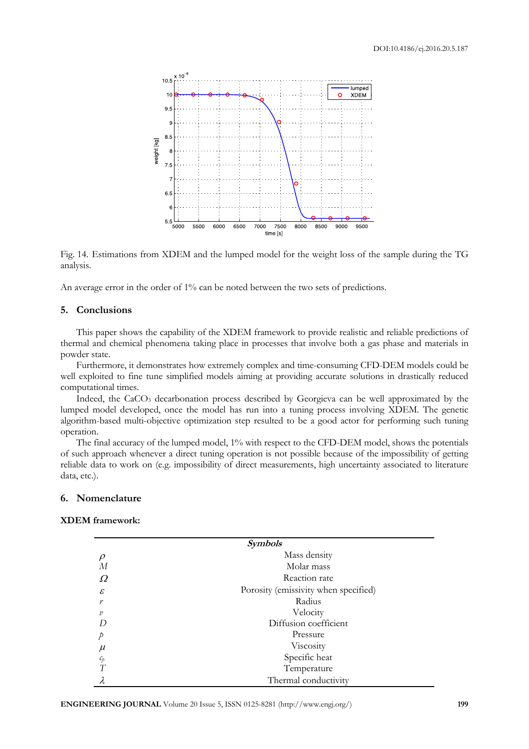Fig. 14. Estimations from XDEM and the lumped model for the weight loss of the sample during the TG analysis.

An average error in the order of 1% can be noted between the two sets of predictions.

## 5. Conclusions

This paper shows the capability of the XDEM framework to provide realistic and reliable predictions of thermal and chemical phenomena taking place in processes that involve both a gas phase and materials in powder state.

Furthermore, it demonstrates how extremely complex and time-consuming CFD-DEM models could be well exploited to fine tune simplified models aiming at providing accurate solutions in drastically reduced computational times.

Indeed, the $CaCO_3$ decarbonation process described by Georgieva can be well approximated by the lumped model developed, once the model has run into a tuning process involving XDEM. The genetic algorithm-based multi-objective optimization step resulted to be a good actor for performing such tuning operation.

The final accuracy of the lumped model, 1% with respect to the CFD-DEM model, shows the potentials of such approach whenever a direct tuning operation is not possible because of the impossibility of getting reliable data to work on (e.g. impossibility of direct measurements, high uncertainty associated to literature data, etc.).

## 6. Nomenclature

**XDEM framework:**

| *Symbols* | |
|---|---|
| $\rho$ | Mass density |
| $M$ | Molar mass |
| $\Omega$ | Reaction rate |
| $\varepsilon$ | Porosity (emissivity when specified) |
| $r$ | Radius |
| $v$ | Velocity |
| $D$ | Diffusion coefficient |
| $p$ | Pressure |
| $\mu$ | Viscosity |
| $c_p$ | Specific heat |
| $T$ | Temperature |
| $\lambda$ | Thermal conductivity |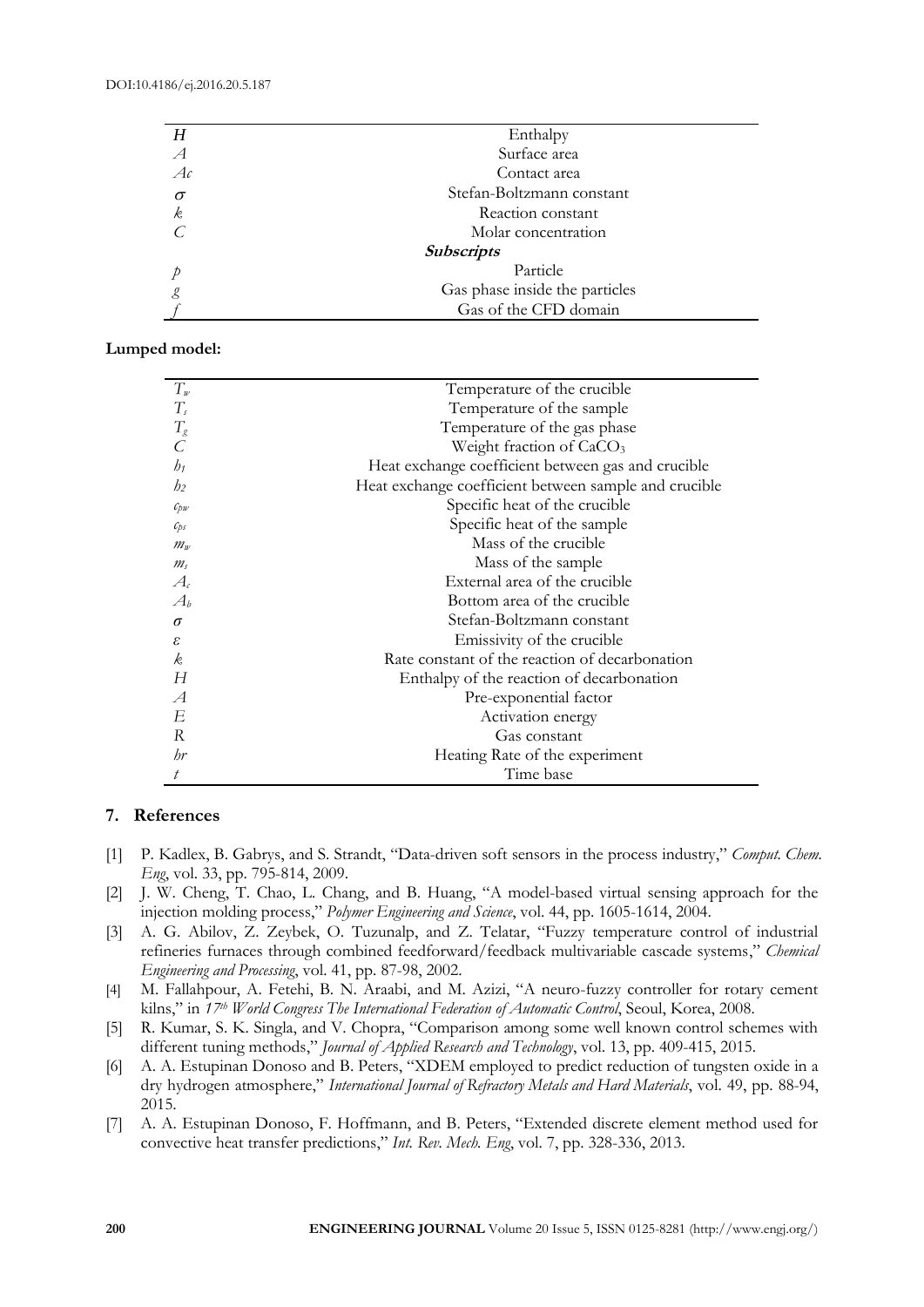| | |
|---|---|
| $H$ | Enthalpy |
| $A$ | Surface area |
| $Ac$ | Contact area |
| $\sigma$ | Stefan-Boltzmann constant |
| $k$ | Reaction constant |
| $C$ | Molar concentration |
| | ***Subscripts*** |
| $p$ | Particle |
| $g$ | Gas phase inside the particles |
| $f$ | Gas of the CFD domain |

**Lumped model:**

| | |
|---|---|
| $T_w$ | Temperature of the crucible |
| $T_s$ | Temperature of the sample |
| $T_g$ | Temperature of the gas phase |
| $C$ | Weight fraction of $CaCO_3$ |
| $h_1$ | Heat exchange coefficient between gas and crucible |
| $h_2$ | Heat exchange coefficient between sample and crucible |
| $c_{pw}$ | Specific heat of the crucible |
| $c_{ps}$ | Specific heat of the sample |
| $m_w$ | Mass of the crucible |
| $m_s$ | Mass of the sample |
| $A_c$ | External area of the crucible |
| $A_b$ | Bottom area of the crucible |
| $\sigma$ | Stefan-Boltzmann constant |
| $\varepsilon$ | Emissivity of the crucible |
| $k$ | Rate constant of the reaction of decarbonation |
| $H$ | Enthalpy of the reaction of decarbonation |
| $A$ | Pre-exponential factor |
| $E$ | Activation energy |
| $R$ | Gas constant |
| $hr$ | Heating Rate of the experiment |
| $t$ | Time base |

## 7. References

[1] P. Kadlex, B. Gabrys, and S. Strandt, "Data-driven soft sensors in the process industry," *Comput. Chem. Eng*, vol. 33, pp. 795-814, 2009.

[2] J. W. Cheng, T. Chao, L. Chang, and B. Huang, "A model-based virtual sensing approach for the injection molding process," *Polymer Engineering and Science*, vol. 44, pp. 1605-1614, 2004.

[3] A. G. Abilov, Z. Zeybek, O. Tuzunalp, and Z. Telatar, "Fuzzy temperature control of industrial refineries furnaces through combined feedforward/feedback multivariable cascade systems," *Chemical Engineering and Processing*, vol. 41, pp. 87-98, 2002.

[4] M. Fallahpour, A. Fetehi, B. N. Araabi, and M. Azizi, "A neuro-fuzzy controller for rotary cement kilns," in *17th World Congress The International Federation of Automatic Control*, Seoul, Korea, 2008.

[5] R. Kumar, S. K. Singla, and V. Chopra, "Comparison among some well known control schemes with different tuning methods," *Journal of Applied Research and Technology*, vol. 13, pp. 409-415, 2015.

[6] A. A. Estupinan Donoso and B. Peters, "XDEM employed to predict reduction of tungsten oxide in a dry hydrogen atmosphere," *International Journal of Refractory Metals and Hard Materials*, vol. 49, pp. 88-94, 2015.

[7] A. A. Estupinan Donoso, F. Hoffmann, and B. Peters, "Extended discrete element method used for convective heat transfer predictions," *Int. Rev. Mech. Eng*, vol. 7, pp. 328-336, 2013.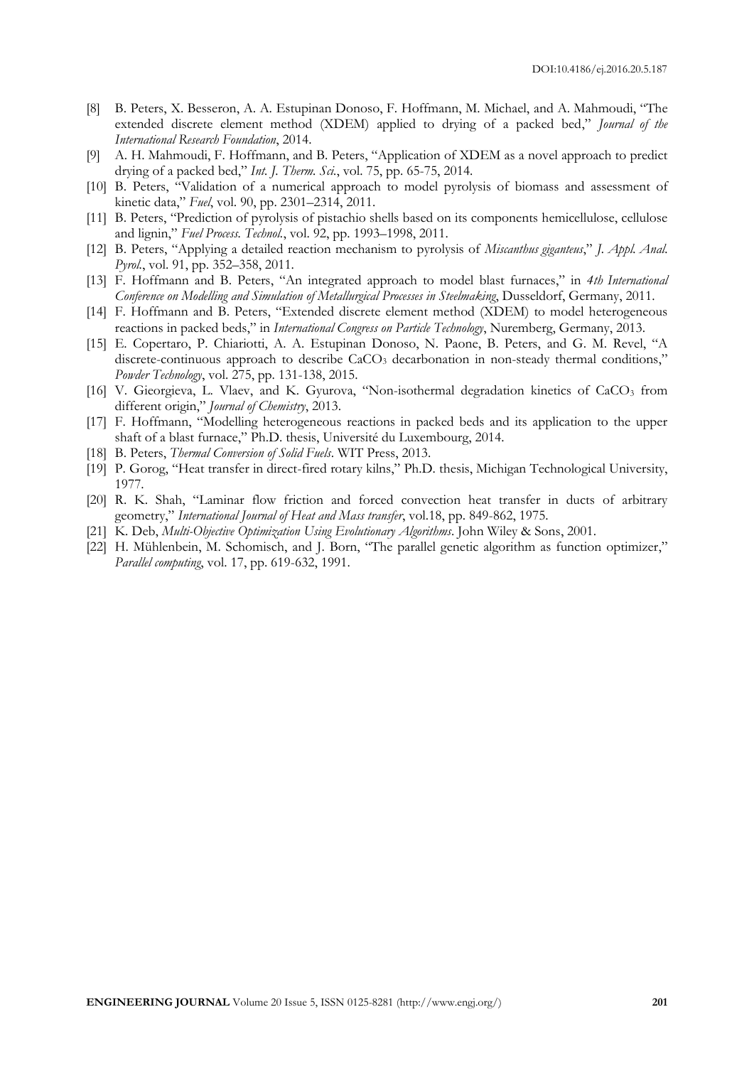[8] B. Peters, X. Besseron, A. A. Estupinan Donoso, F. Hoffmann, M. Michael, and A. Mahmoudi, "The extended discrete element method (XDEM) applied to drying of a packed bed," *Journal of the International Research Foundation*, 2014.

[9] A. H. Mahmoudi, F. Hoffmann, and B. Peters, "Application of XDEM as a novel approach to predict drying of a packed bed," *Int. J. Therm. Sci.*, vol. 75, pp. 65-75, 2014.

[10] B. Peters, "Validation of a numerical approach to model pyrolysis of biomass and assessment of kinetic data," *Fuel*, vol. 90, pp. 2301–2314, 2011.

[11] B. Peters, "Prediction of pyrolysis of pistachio shells based on its components hemicellulose, cellulose and lignin," *Fuel Process. Technol.*, vol. 92, pp. 1993–1998, 2011.

[12] B. Peters, "Applying a detailed reaction mechanism to pyrolysis of *Miscanthus giganteus*," *J. Appl. Anal. Pyrol.*, vol. 91, pp. 352–358, 2011.

[13] F. Hoffmann and B. Peters, "An integrated approach to model blast furnaces," in *4th International Conference on Modelling and Simulation of Metallurgical Processes in Steelmaking*, Dusseldorf, Germany, 2011.

[14] F. Hoffmann and B. Peters, "Extended discrete element method (XDEM) to model heterogeneous reactions in packed beds," in *International Congress on Particle Technology*, Nuremberg, Germany, 2013.

[15] E. Copertaro, P. Chiariotti, A. A. Estupinan Donoso, N. Paone, B. Peters, and G. M. Revel, "A discrete-continuous approach to describe $CaCO_3$ decarbonation in non-steady thermal conditions," *Powder Technology*, vol. 275, pp. 131-138, 2015.

[16] V. Gieorgieva, L. Vlaev, and K. Gyurova, "Non-isothermal degradation kinetics of $CaCO_3$ from different origin," *Journal of Chemistry*, 2013.

[17] F. Hoffmann, "Modelling heterogeneous reactions in packed beds and its application to the upper shaft of a blast furnace," Ph.D. thesis, Université du Luxembourg, 2014.

[18] B. Peters, *Thermal Conversion of Solid Fuels*. WIT Press, 2013.

[19] P. Gorog, "Heat transfer in direct-fired rotary kilns," Ph.D. thesis, Michigan Technological University, 1977.

[20] R. K. Shah, "Laminar flow friction and forced convection heat transfer in ducts of arbitrary geometry," *International Journal of Heat and Mass transfer*, vol.18, pp. 849-862, 1975.

[21] K. Deb, *Multi-Objective Optimization Using Evolutionary Algorithms*. John Wiley & Sons, 2001.

[22] H. Mühlenbein, M. Schomisch, and J. Born, "The parallel genetic algorithm as function optimizer," *Parallel computing*, vol. 17, pp. 619-632, 1991.